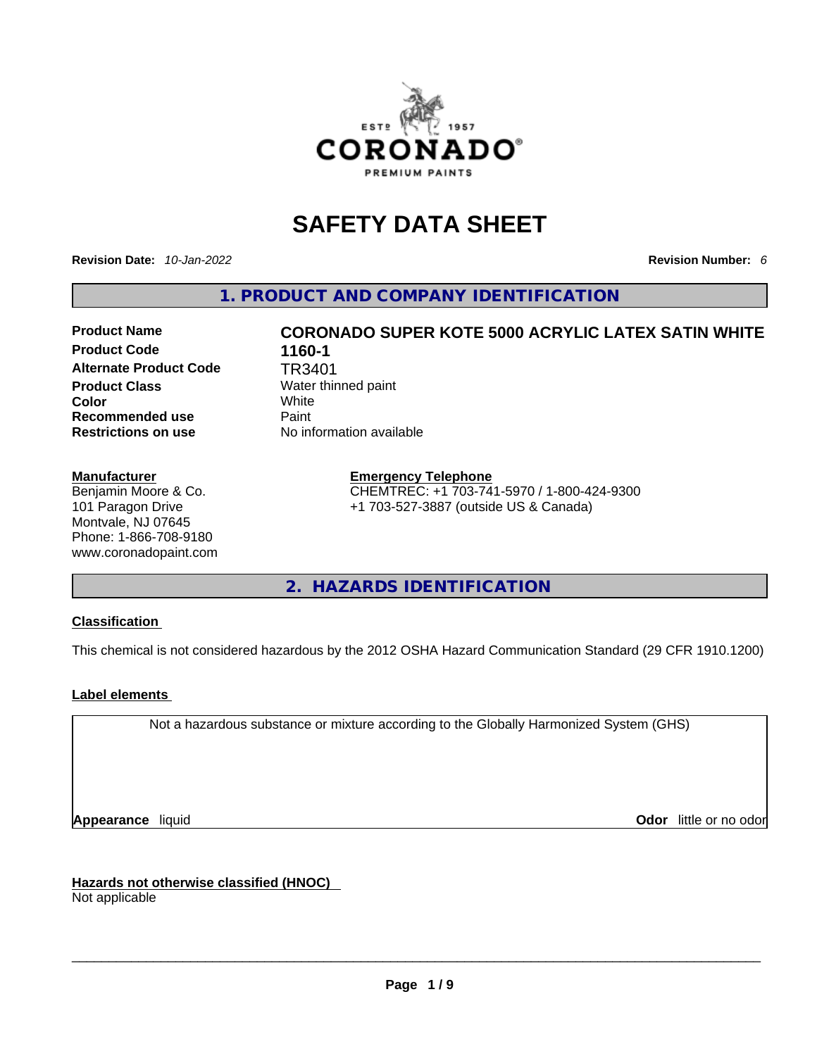# SAFETY DATA SHEET

**Revision Date:** *10-Jan-2022* **Revision Number:** *6*

## 1. PRODUCT AND COMPANY IDENTIFICATION

| | |
|---|---|
| **Product Name** | **CORONADO SUPER KOTE 5000 ACRYLIC LATEX SATIN WHITE** |
| **Product Code** | **1160-1** |
| **Alternate Product Code** | TR3401 |
| **Product Class** | Water thinned paint |
| **Color** | White |
| **Recommended use** | Paint |
| **Restrictions on use** | No information available |

**Manufacturer**
Benjamin Moore & Co.
101 Paragon Drive
Montvale, NJ 07645
Phone: 1-866-708-9180
www.coronadopaint.com

**Emergency Telephone**
CHEMTREC: +1 703-741-5970 / 1-800-424-9300
+1 703-527-3887 (outside US & Canada)

## 2. HAZARDS IDENTIFICATION

**Classification**

This chemical is not considered hazardous by the 2012 OSHA Hazard Communication Standard (29 CFR 1910.1200)

**Label elements**

Not a hazardous substance or mixture according to the Globally Harmonized System (GHS)

**Appearance** liquid **Odor** little or no odor

**Hazards not otherwise classified (HNOC)**
Not applicable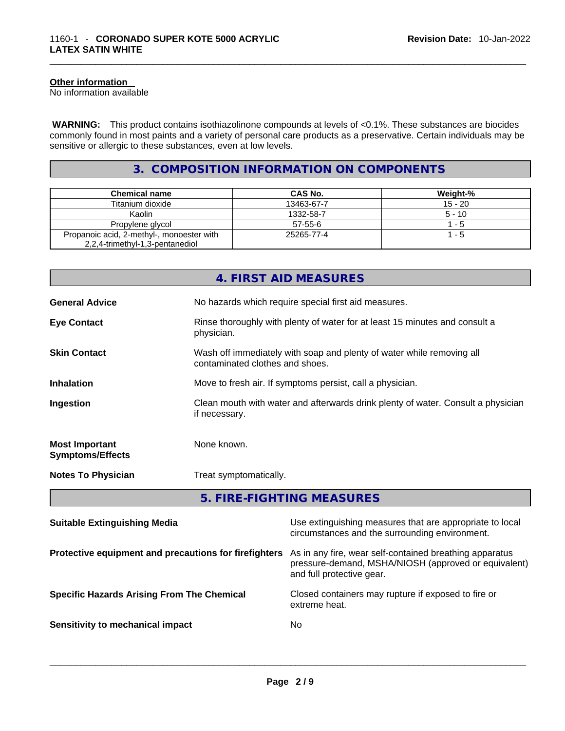**Other information**
No information available

**WARNING:** This product contains isothiazolinone compounds at levels of <0.1%. These substances are biocides commonly found in most paints and a variety of personal care products as a preservative. Certain individuals may be sensitive or allergic to these substances, even at low levels.

## 3. COMPOSITION INFORMATION ON COMPONENTS

| Chemical name | CAS No. | Weight-% |
|---|---|---|
| Titanium dioxide | 13463-67-7 | 15 - 20 |
| Kaolin | 1332-58-7 | 5 - 10 |
| Propylene glycol | 57-55-6 | 1 - 5 |
| Propanoic acid, 2-methyl-, monoester with 2,2,4-trimethyl-1,3-pentanediol | 25265-77-4 | 1 - 5 |

## 4. FIRST AID MEASURES

**General Advice** No hazards which require special first aid measures.

**Eye Contact** Rinse thoroughly with plenty of water for at least 15 minutes and consult a physician.

**Skin Contact** Wash off immediately with soap and plenty of water while removing all contaminated clothes and shoes.

**Inhalation** Move to fresh air. If symptoms persist, call a physician.

**Ingestion** Clean mouth with water and afterwards drink plenty of water. Consult a physician if necessary.

**Most Important Symptoms/Effects** None known.

**Notes To Physician** Treat symptomatically.

## 5. FIRE-FIGHTING MEASURES

**Suitable Extinguishing Media** Use extinguishing measures that are appropriate to local circumstances and the surrounding environment.

**Protective equipment and precautions for firefighters** As in any fire, wear self-contained breathing apparatus pressure-demand, MSHA/NIOSH (approved or equivalent) and full protective gear.

**Specific Hazards Arising From The Chemical** Closed containers may rupture if exposed to fire or extreme heat.

**Sensitivity to mechanical impact** No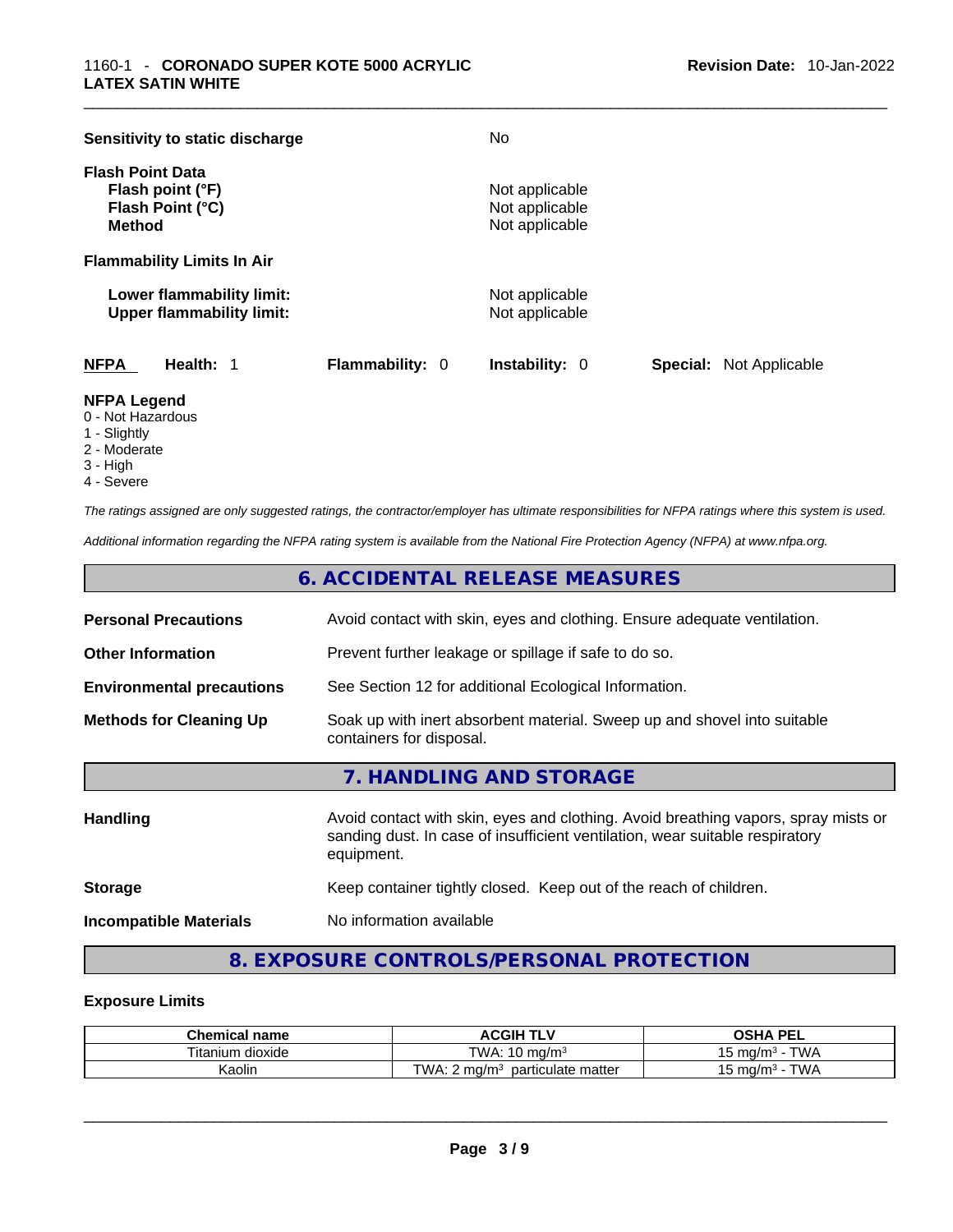**Sensitivity to static discharge** No

**Flash Point Data**

| | |
|---|---|
| **Flash point (°F)** | Not applicable |
| **Flash Point (°C)** | Not applicable |
| **Method** | Not applicable |

**Flammability Limits In Air**

| | |
|---|---|
| **Lower flammability limit:** | Not applicable |
| **Upper flammability limit:** | Not applicable |

**NFPA** **Health:** 1 **Flammability:** 0 **Instability:** 0 **Special:** Not Applicable

**NFPA Legend**
- 0 - Not Hazardous
- 1 - Slightly
- 2 - Moderate
- 3 - High
- 4 - Severe

*The ratings assigned are only suggested ratings, the contractor/employer has ultimate responsibilities for NFPA ratings where this system is used.*

*Additional information regarding the NFPA rating system is available from the National Fire Protection Agency (NFPA) at www.nfpa.org.*

## 6. ACCIDENTAL RELEASE MEASURES

| | |
|---|---|
| **Personal Precautions** | Avoid contact with skin, eyes and clothing. Ensure adequate ventilation. |
| **Other Information** | Prevent further leakage or spillage if safe to do so. |
| **Environmental precautions** | See Section 12 for additional Ecological Information. |
| **Methods for Cleaning Up** | Soak up with inert absorbent material. Sweep up and shovel into suitable containers for disposal. |

## 7. HANDLING AND STORAGE

| | |
|---|---|
| **Handling** | Avoid contact with skin, eyes and clothing. Avoid breathing vapors, spray mists or sanding dust. In case of insufficient ventilation, wear suitable respiratory equipment. |
| **Storage** | Keep container tightly closed. Keep out of the reach of children. |
| **Incompatible Materials** | No information available |

## 8. EXPOSURE CONTROLS/PERSONAL PROTECTION

**Exposure Limits**

| Chemical name | ACGIH TLV | OSHA PEL |
|---|---|---|
| Titanium dioxide | TWA: 10 mg/m³ | 15 mg/m³ - TWA |
| Kaolin | TWA: 2 mg/m³ particulate matter | 15 mg/m³ - TWA |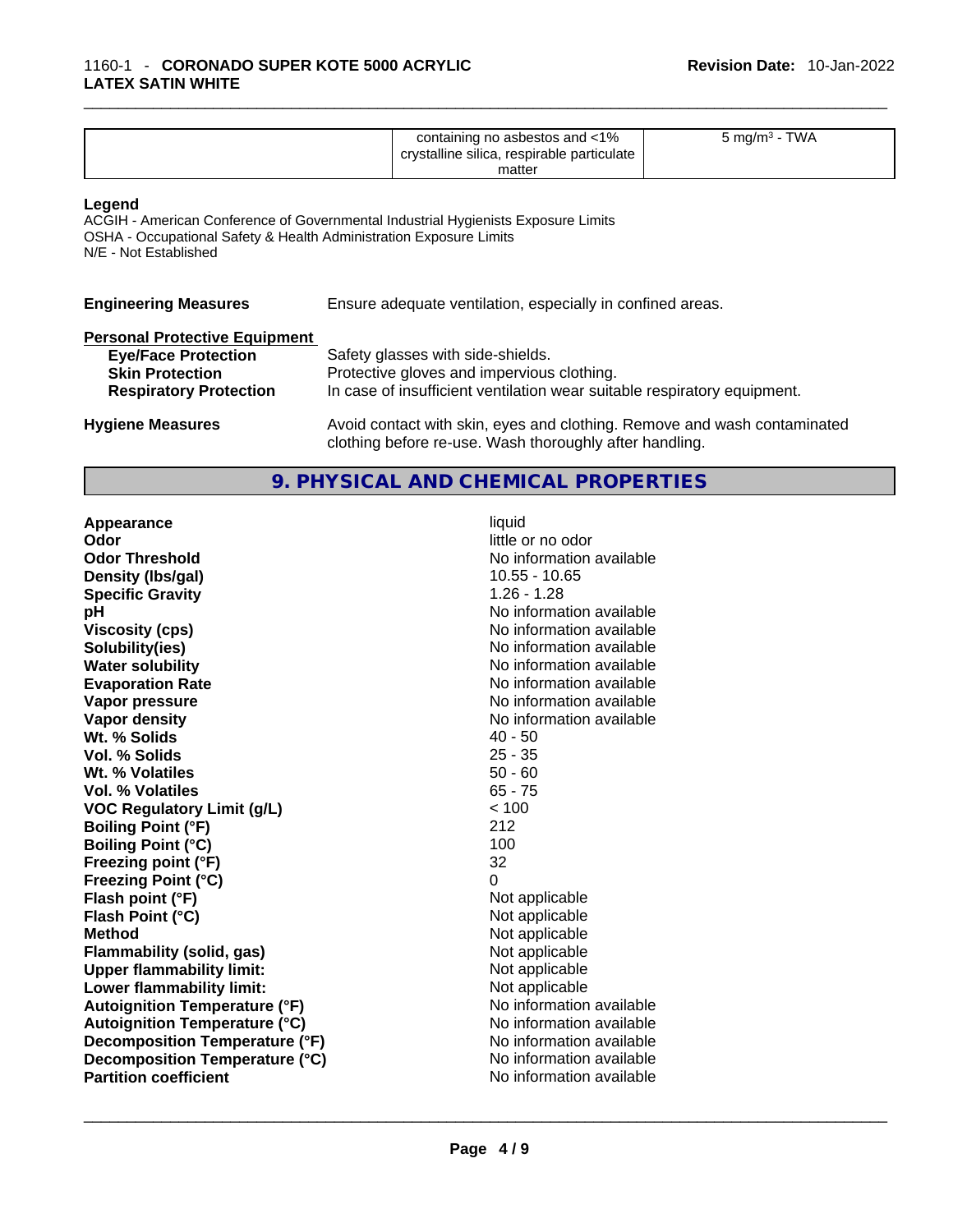| | containing no asbestos and <1% crystalline silica, respirable particulate matter | 5 mg/m³ - TWA |
|---|---|---|

**Legend**
ACGIH - American Conference of Governmental Industrial Hygienists Exposure Limits
OSHA - Occupational Safety & Health Administration Exposure Limits
N/E - Not Established

**Engineering Measures** Ensure adequate ventilation, especially in confined areas.

**Personal Protective Equipment**

**Eye/Face Protection** Safety glasses with side-shields.
**Skin Protection** Protective gloves and impervious clothing.
**Respiratory Protection** In case of insufficient ventilation wear suitable respiratory equipment.

**Hygiene Measures** Avoid contact with skin, eyes and clothing. Remove and wash contaminated clothing before re-use. Wash thoroughly after handling.

## 9. PHYSICAL AND CHEMICAL PROPERTIES

| Property | Value |
|---|---|
| **Appearance** | liquid |
| **Odor** | little or no odor |
| **Odor Threshold** | No information available |
| **Density (lbs/gal)** | 10.55 - 10.65 |
| **Specific Gravity** | 1.26 - 1.28 |
| **pH** | No information available |
| **Viscosity (cps)** | No information available |
| **Solubility(ies)** | No information available |
| **Water solubility** | No information available |
| **Evaporation Rate** | No information available |
| **Vapor pressure** | No information available |
| **Vapor density** | No information available |
| **Wt. % Solids** | 40 - 50 |
| **Vol. % Solids** | 25 - 35 |
| **Wt. % Volatiles** | 50 - 60 |
| **Vol. % Volatiles** | 65 - 75 |
| **VOC Regulatory Limit (g/L)** | < 100 |
| **Boiling Point (°F)** | 212 |
| **Boiling Point (°C)** | 100 |
| **Freezing point (°F)** | 32 |
| **Freezing Point (°C)** | 0 |
| **Flash point (°F)** | Not applicable |
| **Flash Point (°C)** | Not applicable |
| **Method** | Not applicable |
| **Flammability (solid, gas)** | Not applicable |
| **Upper flammability limit:** | Not applicable |
| **Lower flammability limit:** | Not applicable |
| **Autoignition Temperature (°F)** | No information available |
| **Autoignition Temperature (°C)** | No information available |
| **Decomposition Temperature (°F)** | No information available |
| **Decomposition Temperature (°C)** | No information available |
| **Partition coefficient** | No information available |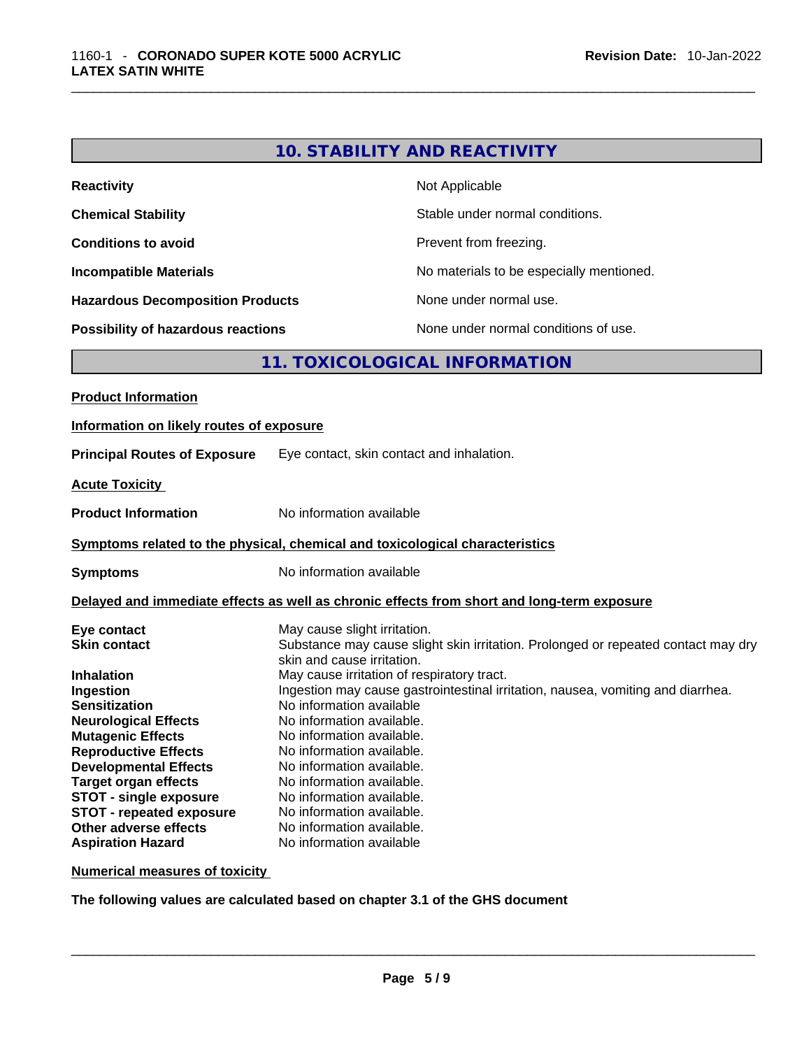## 10. STABILITY AND REACTIVITY

| | |
|---|---|
| **Reactivity** | Not Applicable |
| **Chemical Stability** | Stable under normal conditions. |
| **Conditions to avoid** | Prevent from freezing. |
| **Incompatible Materials** | No materials to be especially mentioned. |
| **Hazardous Decomposition Products** | None under normal use. |
| **Possibility of hazardous reactions** | None under normal conditions of use. |

## 11. TOXICOLOGICAL INFORMATION

**Product Information**

**Information on likely routes of exposure**

**Principal Routes of Exposure** Eye contact, skin contact and inhalation.

**Acute Toxicity**

**Product Information** No information available

**Symptoms related to the physical, chemical and toxicological characteristics**

**Symptoms** No information available

**Delayed and immediate effects as well as chronic effects from short and long-term exposure**

| | |
|---|---|
| **Eye contact** | May cause slight irritation. |
| **Skin contact** | Substance may cause slight skin irritation. Prolonged or repeated contact may dry skin and cause irritation. |
| **Inhalation** | May cause irritation of respiratory tract. |
| **Ingestion** | Ingestion may cause gastrointestinal irritation, nausea, vomiting and diarrhea. |
| **Sensitization** | No information available |
| **Neurological Effects** | No information available. |
| **Mutagenic Effects** | No information available. |
| **Reproductive Effects** | No information available. |
| **Developmental Effects** | No information available. |
| **Target organ effects** | No information available. |
| **STOT - single exposure** | No information available. |
| **STOT - repeated exposure** | No information available. |
| **Other adverse effects** | No information available. |
| **Aspiration Hazard** | No information available |

**Numerical measures of toxicity**

**The following values are calculated based on chapter 3.1 of the GHS document**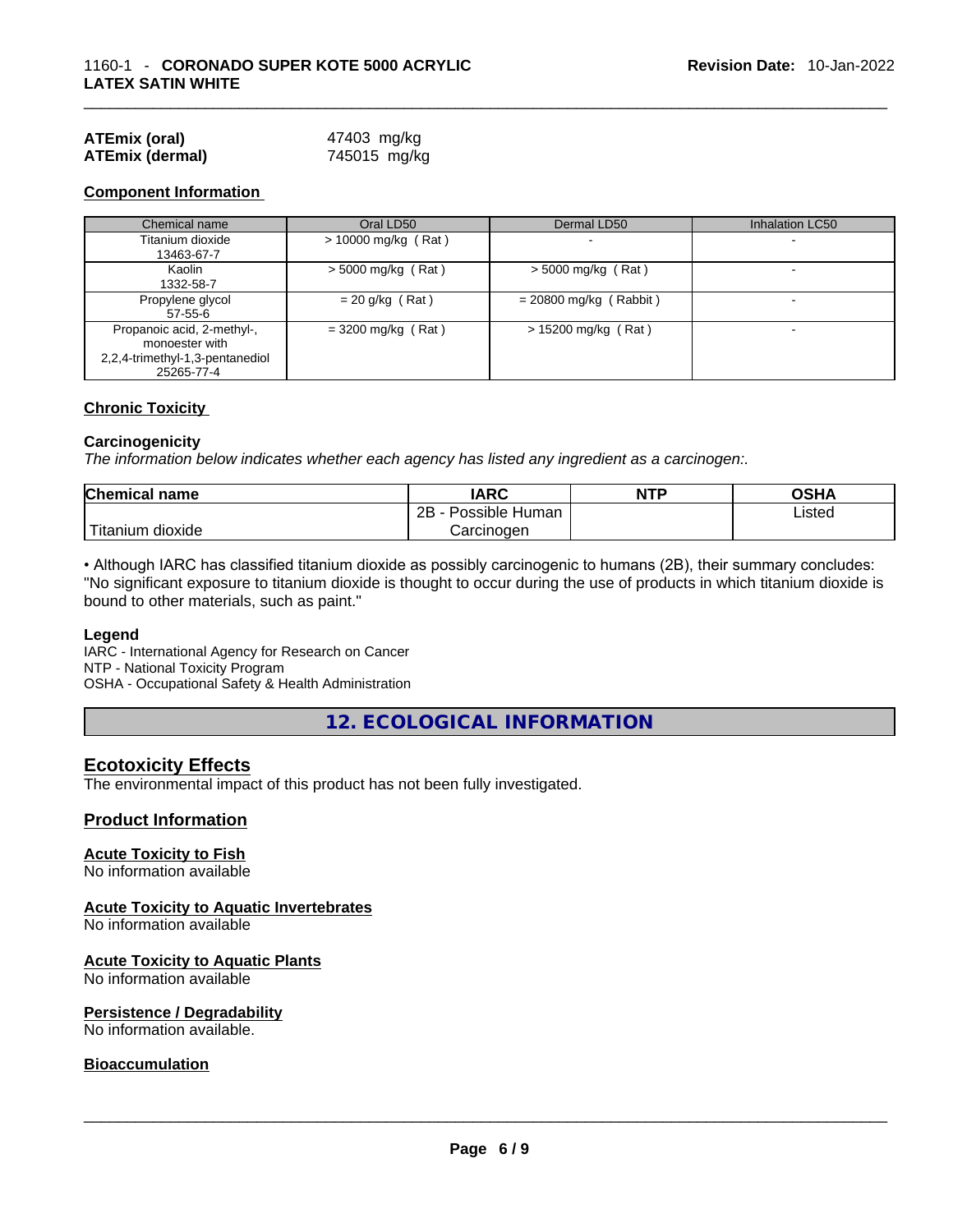**ATEmix (oral)** 47403 mg/kg
**ATEmix (dermal)** 745015 mg/kg

### Component Information

| Chemical name | Oral LD50 | Dermal LD50 | Inhalation LC50 |
| --- | --- | --- | --- |
| Titanium dioxide 13463-67-7 | > 10000 mg/kg ( Rat ) | - | - |
| Kaolin 1332-58-7 | > 5000 mg/kg ( Rat ) | > 5000 mg/kg ( Rat ) | - |
| Propylene glycol 57-55-6 | = 20 g/kg ( Rat ) | = 20800 mg/kg ( Rabbit ) | - |
| Propanoic acid, 2-methyl-, monoester with 2,2,4-trimethyl-1,3-pentanediol 25265-77-4 | = 3200 mg/kg ( Rat ) | > 15200 mg/kg ( Rat ) | - |

### Chronic Toxicity

#### Carcinogenicity

*The information below indicates whether each agency has listed any ingredient as a carcinogen:.*

| Chemical name | IARC | NTP | OSHA |
| --- | --- | --- | --- |
| Titanium dioxide | 2B - Possible Human Carcinogen | | Listed |

• Although IARC has classified titanium dioxide as possibly carcinogenic to humans (2B), their summary concludes: "No significant exposure to titanium dioxide is thought to occur during the use of products in which titanium dioxide is bound to other materials, such as paint."

**Legend**
IARC - International Agency for Research on Cancer
NTP - National Toxicity Program
OSHA - Occupational Safety & Health Administration

## 12. ECOLOGICAL INFORMATION

### Ecotoxicity Effects

The environmental impact of this product has not been fully investigated.

### Product Information

#### Acute Toxicity to Fish

No information available

#### Acute Toxicity to Aquatic Invertebrates

No information available

#### Acute Toxicity to Aquatic Plants

No information available

#### Persistence / Degradability

No information available.

#### Bioaccumulation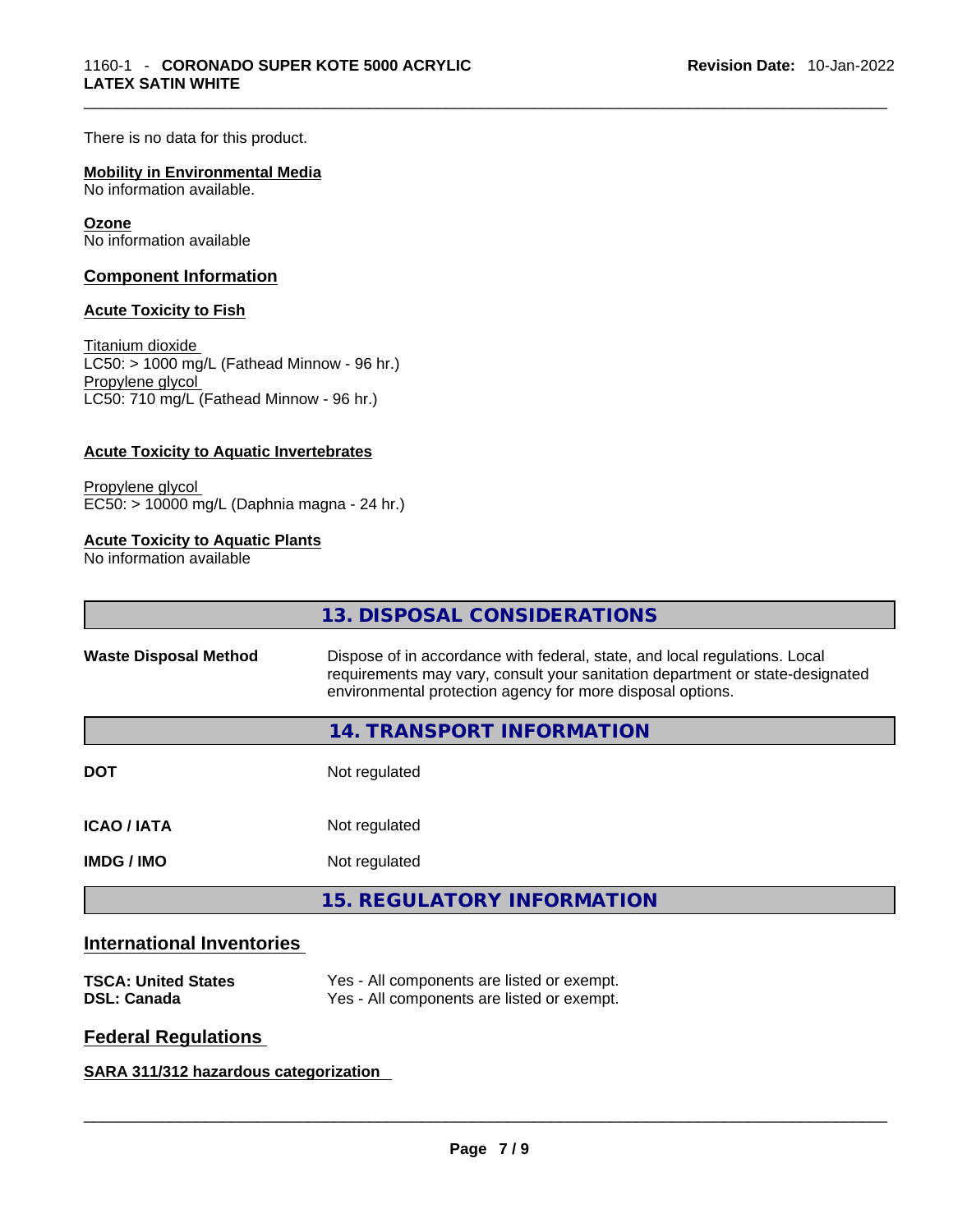There is no data for this product.

**Mobility in Environmental Media**
No information available.

**Ozone**
No information available

## Component Information

**Acute Toxicity to Fish**

Titanium dioxide
LC50: > 1000 mg/L (Fathead Minnow - 96 hr.)
Propylene glycol
LC50: 710 mg/L (Fathead Minnow - 96 hr.)

**Acute Toxicity to Aquatic Invertebrates**

Propylene glycol
EC50: > 10000 mg/L (Daphnia magna - 24 hr.)

**Acute Toxicity to Aquatic Plants**
No information available

## 13. DISPOSAL CONSIDERATIONS

| | |
|---|---|
| **Waste Disposal Method** | Dispose of in accordance with federal, state, and local regulations. Local requirements may vary, consult your sanitation department or state-designated environmental protection agency for more disposal options. |

## 14. TRANSPORT INFORMATION

| | |
|---|---|
| **DOT** | Not regulated |
| **ICAO / IATA** | Not regulated |
| **IMDG / IMO** | Not regulated |

## 15. REGULATORY INFORMATION

### International Inventories

| | |
|---|---|
| **TSCA: United States** | Yes - All components are listed or exempt. |
| **DSL: Canada** | Yes - All components are listed or exempt. |

### Federal Regulations

**SARA 311/312 hazardous categorization**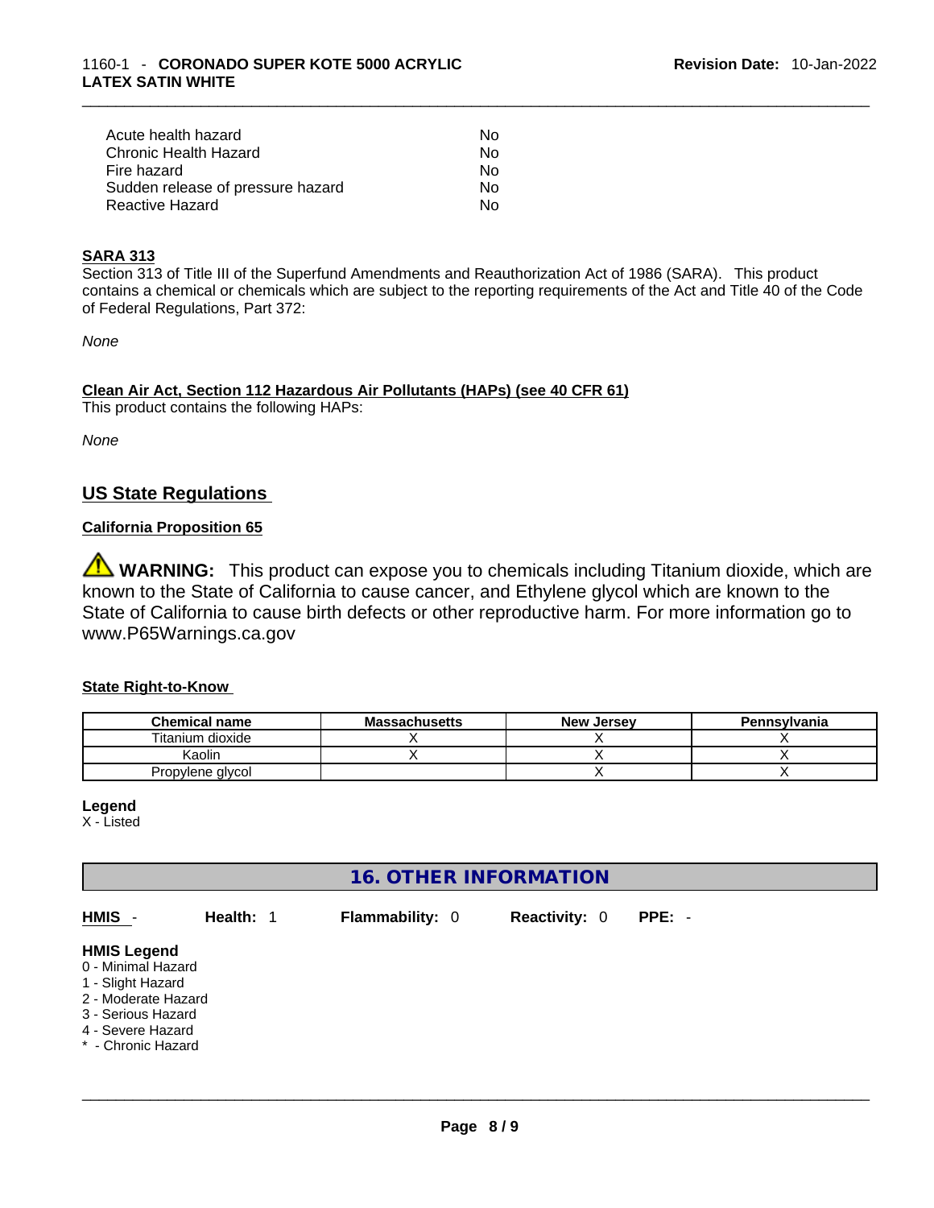| | |
|---|---|
| Acute health hazard | No |
| Chronic Health Hazard | No |
| Fire hazard | No |
| Sudden release of pressure hazard | No |
| Reactive Hazard | No |

**SARA 313**

Section 313 of Title III of the Superfund Amendments and Reauthorization Act of 1986 (SARA). This product contains a chemical or chemicals which are subject to the reporting requirements of the Act and Title 40 of the Code of Federal Regulations, Part 372:

*None*

**Clean Air Act, Section 112 Hazardous Air Pollutants (HAPs) (see 40 CFR 61)**

This product contains the following HAPs:

*None*

## US State Regulations

**California Proposition 65**

⚠ **WARNING:** This product can expose you to chemicals including Titanium dioxide, which are known to the State of California to cause cancer, and Ethylene glycol which are known to the State of California to cause birth defects or other reproductive harm. For more information go to www.P65Warnings.ca.gov

**State Right-to-Know**

| Chemical name | Massachusetts | New Jersey | Pennsylvania |
|---|---|---|---|
| Titanium dioxide | X | X | X |
| Kaolin | X | X | X |
| Propylene glycol | | X | X |

**Legend**

X - Listed

## 16. OTHER INFORMATION

**HMIS** - **Health:** 1 **Flammability:** 0 **Reactivity:** 0 **PPE:** -

**HMIS Legend**

0 - Minimal Hazard
1 - Slight Hazard
2 - Moderate Hazard
3 - Serious Hazard
4 - Severe Hazard
* - Chronic Hazard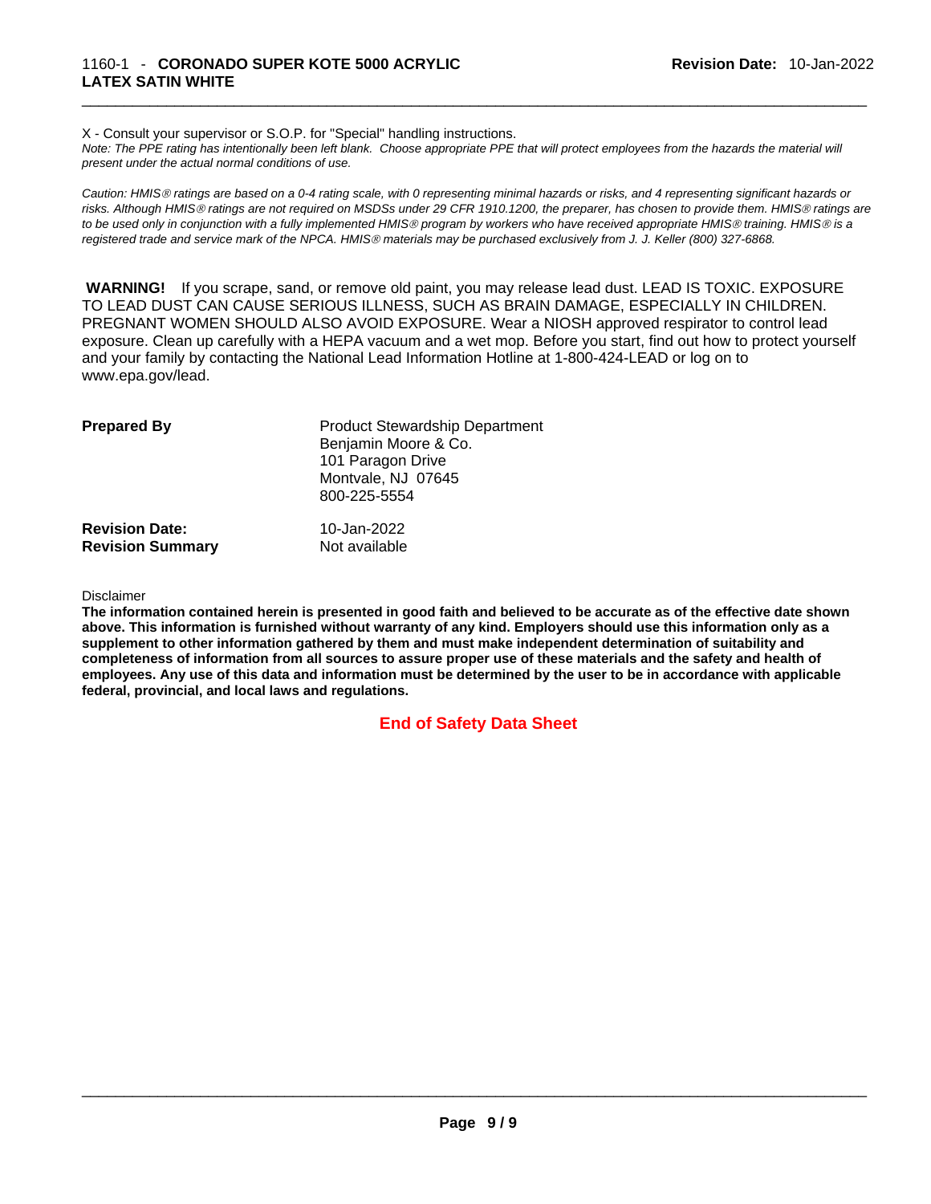X - Consult your supervisor or S.O.P. for "Special" handling instructions.

*Note: The PPE rating has intentionally been left blank. Choose appropriate PPE that will protect employees from the hazards the material will present under the actual normal conditions of use.*

*Caution: HMIS® ratings are based on a 0-4 rating scale, with 0 representing minimal hazards or risks, and 4 representing significant hazards or risks. Although HMIS® ratings are not required on MSDSs under 29 CFR 1910.1200, the preparer, has chosen to provide them. HMIS® ratings are to be used only in conjunction with a fully implemented HMIS® program by workers who have received appropriate HMIS® training. HMIS® is a registered trade and service mark of the NPCA. HMIS® materials may be purchased exclusively from J. J. Keller (800) 327-6868.*

**WARNING!** If you scrape, sand, or remove old paint, you may release lead dust. LEAD IS TOXIC. EXPOSURE TO LEAD DUST CAN CAUSE SERIOUS ILLNESS, SUCH AS BRAIN DAMAGE, ESPECIALLY IN CHILDREN. PREGNANT WOMEN SHOULD ALSO AVOID EXPOSURE. Wear a NIOSH approved respirator to control lead exposure. Clean up carefully with a HEPA vacuum and a wet mop. Before you start, find out how to protect yourself and your family by contacting the National Lead Information Hotline at 1-800-424-LEAD or log on to www.epa.gov/lead.

| | |
|---|---|
| **Prepared By** | Product Stewardship Department<br>Benjamin Moore & Co.<br>101 Paragon Drive<br>Montvale, NJ 07645<br>800-225-5554 |
| **Revision Date:** | 10-Jan-2022 |
| **Revision Summary** | Not available |

Disclaimer

**The information contained herein is presented in good faith and believed to be accurate as of the effective date shown above. This information is furnished without warranty of any kind. Employers should use this information only as a supplement to other information gathered by them and must make independent determination of suitability and completeness of information from all sources to assure proper use of these materials and the safety and health of employees. Any use of this data and information must be determined by the user to be in accordance with applicable federal, provincial, and local laws and regulations.**

**End of Safety Data Sheet**